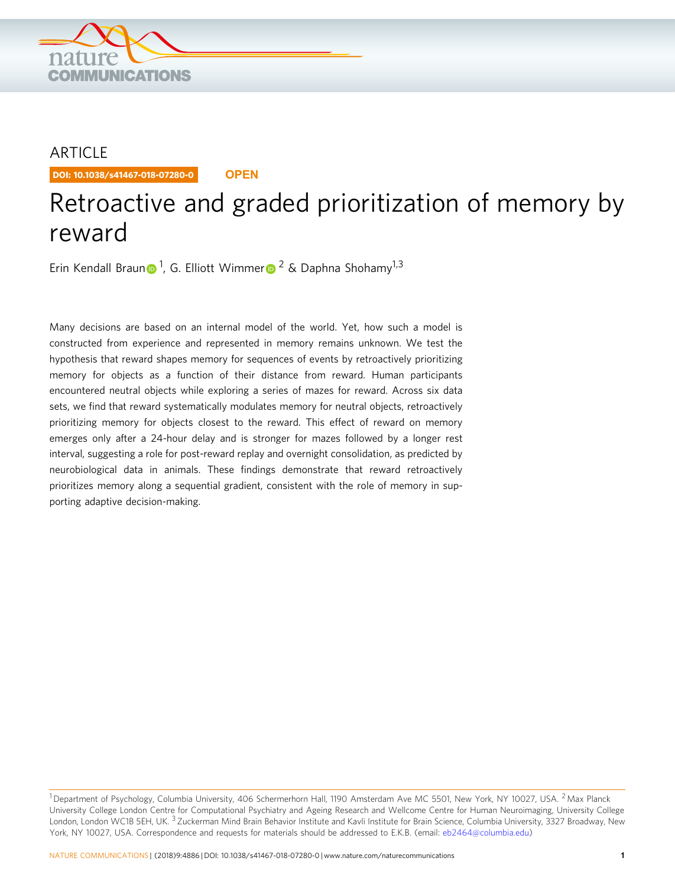ARTICLE

DOI: 10.1038/s41467-018-07280-0 **OPEN**

# Retroactive and graded prioritization of memory by reward

Erin Kendall Braun[1], G. Elliott Wimmer[2] & Daphna Shohamy[1,3]

Many decisions are based on an internal model of the world. Yet, how such a model is constructed from experience and represented in memory remains unknown. We test the hypothesis that reward shapes memory for sequences of events by retroactively prioritizing memory for objects as a function of their distance from reward. Human participants encountered neutral objects while exploring a series of mazes for reward. Across six data sets, we find that reward systematically modulates memory for neutral objects, retroactively prioritizing memory for objects closest to the reward. This effect of reward on memory emerges only after a 24-hour delay and is stronger for mazes followed by a longer rest interval, suggesting a role for post-reward replay and overnight consolidation, as predicted by neurobiological data in animals. These findings demonstrate that reward retroactively prioritizes memory along a sequential gradient, consistent with the role of memory in supporting adaptive decision-making.

[1] Department of Psychology, Columbia University, 406 Schermerhorn Hall, 1190 Amsterdam Ave MC 5501, New York, NY 10027, USA. [2] Max Planck University College London Centre for Computational Psychiatry and Ageing Research and Wellcome Centre for Human Neuroimaging, University College London, London WC1B 5EH, UK. [3] Zuckerman Mind Brain Behavior Institute and Kavli Institute for Brain Science, Columbia University, 3327 Broadway, New York, NY 10027, USA. Correspondence and requests for materials should be addressed to E.K.B. (email: eb2464@columbia.edu)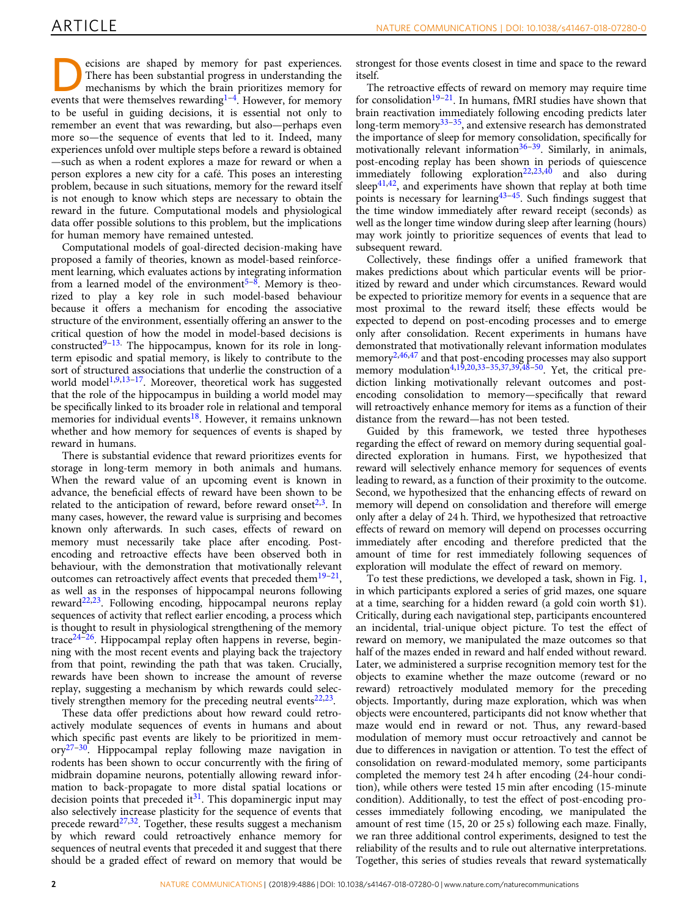Decisions are shaped by memory for past experiences. There has been substantial progress in understanding the mechanisms by which the brain prioritizes memory for events that were themselves rewarding[1–4]. However, for memory to be useful in guiding decisions, it is essential not only to remember an event that was rewarding, but also—perhaps even more so—the sequence of events that led to it. Indeed, many experiences unfold over multiple steps before a reward is obtained—such as when a rodent explores a maze for reward or when a person explores a new city for a café. This poses an interesting problem, because in such situations, memory for the reward itself is not enough to know which steps are necessary to obtain the reward in the future. Computational models and physiological data offer possible solutions to this problem, but the implications for human memory have remained untested.

Computational models of goal-directed decision-making have proposed a family of theories, known as model-based reinforcement learning, which evaluates actions by integrating information from a learned model of the environment[5–8]. Memory is theorized to play a key role in such model-based behaviour because it offers a mechanism for encoding the associative structure of the environment, essentially offering an answer to the critical question of how the model in model-based decisions is constructed[9–13]. The hippocampus, known for its role in long-term episodic and spatial memory, is likely to contribute to the sort of structured associations that underlie the construction of a world model[1,9,13–17]. Moreover, theoretical work has suggested that the role of the hippocampus in building a world model may be specifically linked to its broader role in relational and temporal memories for individual events[18]. However, it remains unknown whether and how memory for sequences of events is shaped by reward in humans.

There is substantial evidence that reward prioritizes events for storage in long-term memory in both animals and humans. When the reward value of an upcoming event is known in advance, the beneficial effects of reward have been shown to be related to the anticipation of reward, before reward onset[2,3]. In many cases, however, the reward value is surprising and becomes known only afterwards. In such cases, effects of reward on memory must necessarily take place after encoding. Post-encoding and retroactive effects have been observed both in behaviour, with the demonstration that motivationally relevant outcomes can retroactively affect events that preceded them[19–21], as well as in the responses of hippocampal neurons following reward[22,23]. Following encoding, hippocampal neurons replay sequences of activity that reflect earlier encoding, a process which is thought to result in physiological strengthening of the memory trace[24–26]. Hippocampal replay often happens in reverse, beginning with the most recent events and playing back the trajectory from that point, rewinding the path that was taken. Crucially, rewards have been shown to increase the amount of reverse replay, suggesting a mechanism by which rewards could selectively strengthen memory for the preceding neutral events[22,23].

These data offer predictions about how reward could retroactively modulate sequences of events in humans and about which specific past events are likely to be prioritized in memory[27–30]. Hippocampal replay following maze navigation in rodents has been shown to occur concurrently with the firing of midbrain dopamine neurons, potentially allowing reward information to back-propagate to more distal spatial locations or decision points that preceded it[31]. This dopaminergic input may also selectively increase plasticity for the sequence of events that precede reward[27,32]. Together, these results suggest a mechanism by which reward could retroactively enhance memory for sequences of neutral events that preceded it and suggest that there should be a graded effect of reward on memory that would be strongest for those events closest in time and space to the reward itself.

The retroactive effects of reward on memory may require time for consolidation[19–21]. In humans, fMRI studies have shown that brain reactivation immediately following encoding predicts later long-term memory[33–35], and extensive research has demonstrated the importance of sleep for memory consolidation, specifically for motivationally relevant information[36–39]. Similarly, in animals, post-encoding replay has been shown in periods of quiescence immediately following exploration[22,23,40] and also during sleep[41,42], and experiments have shown that replay at both time points is necessary for learning[43–45]. Such findings suggest that the time window immediately after reward receipt (seconds) as well as the longer time window during sleep after learning (hours) may work jointly to prioritize sequences of events that lead to subsequent reward.

Collectively, these findings offer a unified framework that makes predictions about which particular events will be prioritized by reward and under which circumstances. Reward would be expected to prioritize memory for events in a sequence that are most proximal to the reward itself; these effects would be expected to depend on post-encoding processes and to emerge only after consolidation. Recent experiments in humans have demonstrated that motivationally relevant information modulates memory[2,46,47] and that post-encoding processes may also support memory modulation[4,19,20,33–35,37,39,48–50]. Yet, the critical prediction linking motivationally relevant outcomes and post-encoding consolidation to memory—specifically that reward will retroactively enhance memory for items as a function of their distance from the reward—has not been tested.

Guided by this framework, we tested three hypotheses regarding the effect of reward on memory during sequential goal-directed exploration in humans. First, we hypothesized that reward will selectively enhance memory for sequences of events leading to reward, as a function of their proximity to the outcome. Second, we hypothesized that the enhancing effects of reward on memory will depend on consolidation and therefore will emerge only after a delay of 24 h. Third, we hypothesized that retroactive effects of reward on memory will depend on processes occurring immediately after encoding and therefore predicted that the amount of time for rest immediately following sequences of exploration will modulate the effect of reward on memory.

To test these predictions, we developed a task, shown in Fig. 1, in which participants explored a series of grid mazes, one square at a time, searching for a hidden reward (a gold coin worth $1). Critically, during each navigational step, participants encountered an incidental, trial-unique object picture. To test the effect of reward on memory, we manipulated the maze outcomes so that half of the mazes ended in reward and half ended without reward. Later, we administered a surprise recognition memory test for the objects to examine whether the maze outcome (reward or no reward) retroactively modulated memory for the preceding objects. Importantly, during maze exploration, which was when objects were encountered, participants did not know whether that maze would end in reward or not. Thus, any reward-based modulation of memory must occur retroactively and cannot be due to differences in navigation or attention. To test the effect of consolidation on reward-modulated memory, some participants completed the memory test 24 h after encoding (24-hour condition), while others were tested 15 min after encoding (15-minute condition). Additionally, to test the effect of post-encoding processes immediately following encoding, we manipulated the amount of rest time (15, 20 or 25 s) following each maze. Finally, we ran three additional control experiments, designed to test the reliability of the results and to rule out alternative interpretations. Together, this series of studies reveals that reward systematically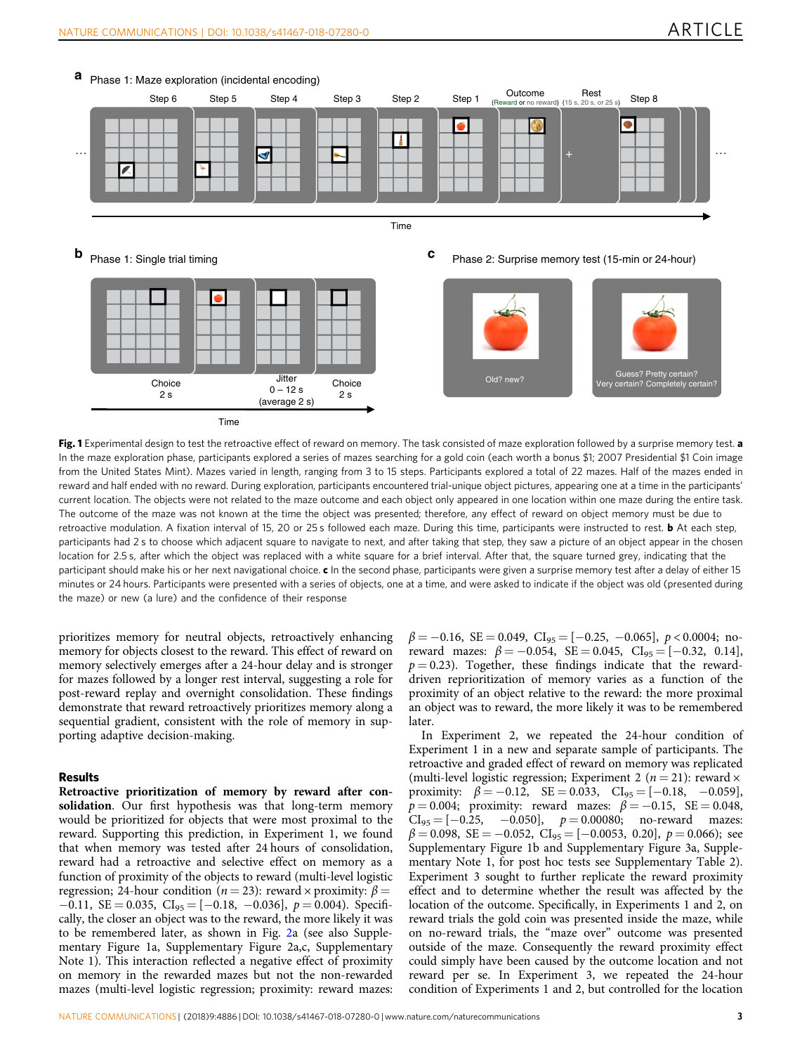Fig. 1 Experimental design to test the retroactive effect of reward on memory. The task consisted of maze exploration followed by a surprise memory test. **a** In the maze exploration phase, participants explored a series of mazes searching for a gold coin (each worth a bonus $1; 2007 Presidential $1 Coin image from the United States Mint). Mazes varied in length, ranging from 3 to 15 steps. Participants explored a total of 22 mazes. Half of the mazes ended in reward and half ended with no reward. During exploration, participants encountered trial-unique object pictures, appearing one at a time in the participants' current location. The objects were not related to the maze outcome and each object only appeared in one location within one maze during the entire task. The outcome of the maze was not known at the time the object was presented; therefore, any effect of reward on object memory must be due to retroactive modulation. A fixation interval of 15, 20 or 25 s followed each maze. During this time, participants were instructed to rest. **b** At each step, participants had 2 s to choose which adjacent square to navigate to next, and after taking that step, they saw a picture of an object appear in the chosen location for 2.5 s, after which the object was replaced with a white square for a brief interval. After that, the square turned grey, indicating that the participant should make his or her next navigational choice. **c** In the second phase, participants were given a surprise memory test after a delay of either 15 minutes or 24 hours. Participants were presented with a series of objects, one at a time, and were asked to indicate if the object was old (presented during the maze) or new (a lure) and the confidence of their response

prioritizes memory for neutral objects, retroactively enhancing memory for objects closest to the reward. This effect of reward on memory selectively emerges after a 24-hour delay and is stronger for mazes followed by a longer rest interval, suggesting a role for post-reward replay and overnight consolidation. These findings demonstrate that reward retroactively prioritizes memory along a sequential gradient, consistent with the role of memory in supporting adaptive decision-making.

## Results

**Retroactive prioritization of memory by reward after consolidation**. Our first hypothesis was that long-term memory would be prioritized for objects that were most proximal to the reward. Supporting this prediction, in Experiment 1, we found that when memory was tested after 24 hours of consolidation, reward had a retroactive and selective effect on memory as a function of proximity of the objects to reward (multi-level logistic regression; 24-hour condition ($n = 23$): reward × proximity: $\beta = -0.11$, $SE = 0.035$, $CI_{95} = [-0.18, -0.036]$, $p = 0.004$). Specifically, the closer an object was to the reward, the more likely it was to be remembered later, as shown in Fig. 2a (see also Supplementary Figure 1a, Supplementary Figure 2a,c, Supplementary Note 1). This interaction reflected a negative effect of proximity on memory in the rewarded mazes but not the non-rewarded mazes (multi-level logistic regression; proximity: reward mazes: $\beta = -0.16$, $SE = 0.049$, $CI_{95} = [-0.25, -0.065]$, $p < 0.0004$; no-reward mazes: $\beta = -0.054$, $SE = 0.045$, $CI_{95} = [-0.32, 0.14]$, $p = 0.23$). Together, these findings indicate that the reward-driven reprioritization of memory varies as a function of the proximity of an object relative to the reward: the more proximal an object was to reward, the more likely it was to be remembered later.

In Experiment 2, we repeated the 24-hour condition of Experiment 1 in a new and separate sample of participants. The retroactive and graded effect of reward on memory was replicated (multi-level logistic regression; Experiment 2 ($n = 21$): reward × proximity: $\beta = -0.12$, $SE = 0.033$, $CI_{95} = [-0.18, -0.059]$, $p = 0.004$; proximity: reward mazes: $\beta = -0.15$, $SE = 0.048$, $CI_{95} = [-0.25, -0.050]$, $p = 0.00080$; no-reward mazes: $\beta = 0.098$, $SE = -0.052$, $CI_{95} = [-0.0053, 0.20]$, $p = 0.066$); see Supplementary Figure 1b and Supplementary Figure 3a, Supplementary Note 1, for post hoc tests see Supplementary Table 2). Experiment 3 sought to further replicate the reward proximity effect and to determine whether the result was affected by the location of the outcome. Specifically, in Experiments 1 and 2, on reward trials the gold coin was presented inside the maze, while on no-reward trials, the "maze over" outcome was presented outside of the maze. Consequently the reward proximity effect could simply have been caused by the outcome location and not reward per se. In Experiment 3, we repeated the 24-hour condition of Experiments 1 and 2, but controlled for the location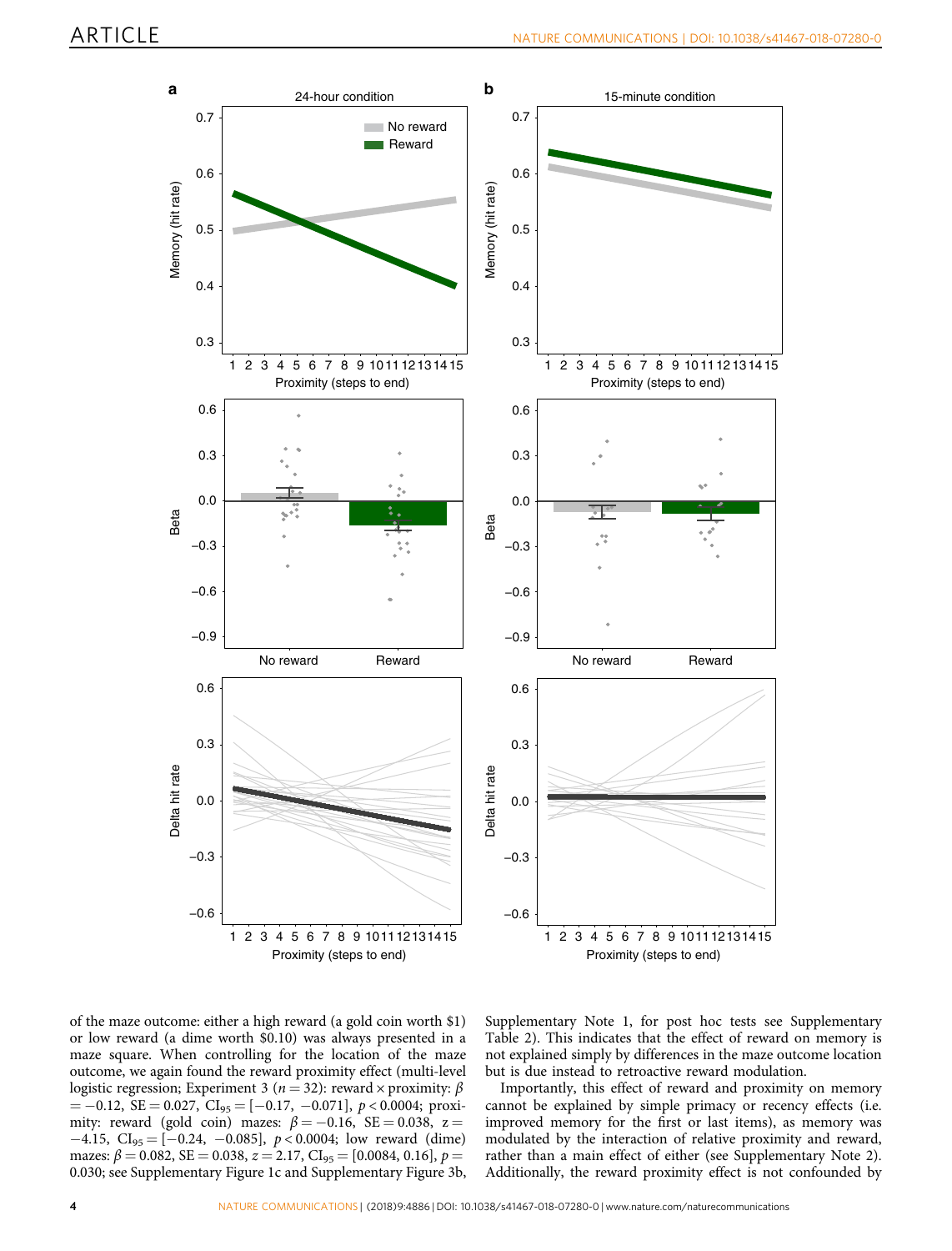of the maze outcome: either a high reward (a gold coin worth $1) or low reward (a dime worth $0.10) was always presented in a maze square. When controlling for the location of the maze outcome, we again found the reward proximity effect (multi-level logistic regression; Experiment 3 ($n = 32$): reward × proximity: $\beta = -0.12$, SE = 0.027, $CI_{95} = [-0.17, -0.071]$, $p < 0.0004$; proximity: reward (gold coin) mazes: $\beta = -0.16$, SE = 0.038, $z = -4.15$, $CI_{95} = [-0.24, -0.085]$, $p < 0.0004$; low reward (dime) mazes: $\beta = 0.082$, SE = 0.038, $z = 2.17$, $CI_{95} = [0.0084, 0.16]$, $p = 0.030$; see Supplementary Figure 1c and Supplementary Figure 3b, Supplementary Note 1, for post hoc tests see Supplementary Table 2). This indicates that the effect of reward on memory is not explained simply by differences in the maze outcome location but is due instead to retroactive reward modulation.

Importantly, this effect of reward and proximity on memory cannot be explained by simple primacy or recency effects (i.e. improved memory for the first or last items), as memory was modulated by the interaction of relative proximity and reward, rather than a main effect of either (see Supplementary Note 2). Additionally, the reward proximity effect is not confounded by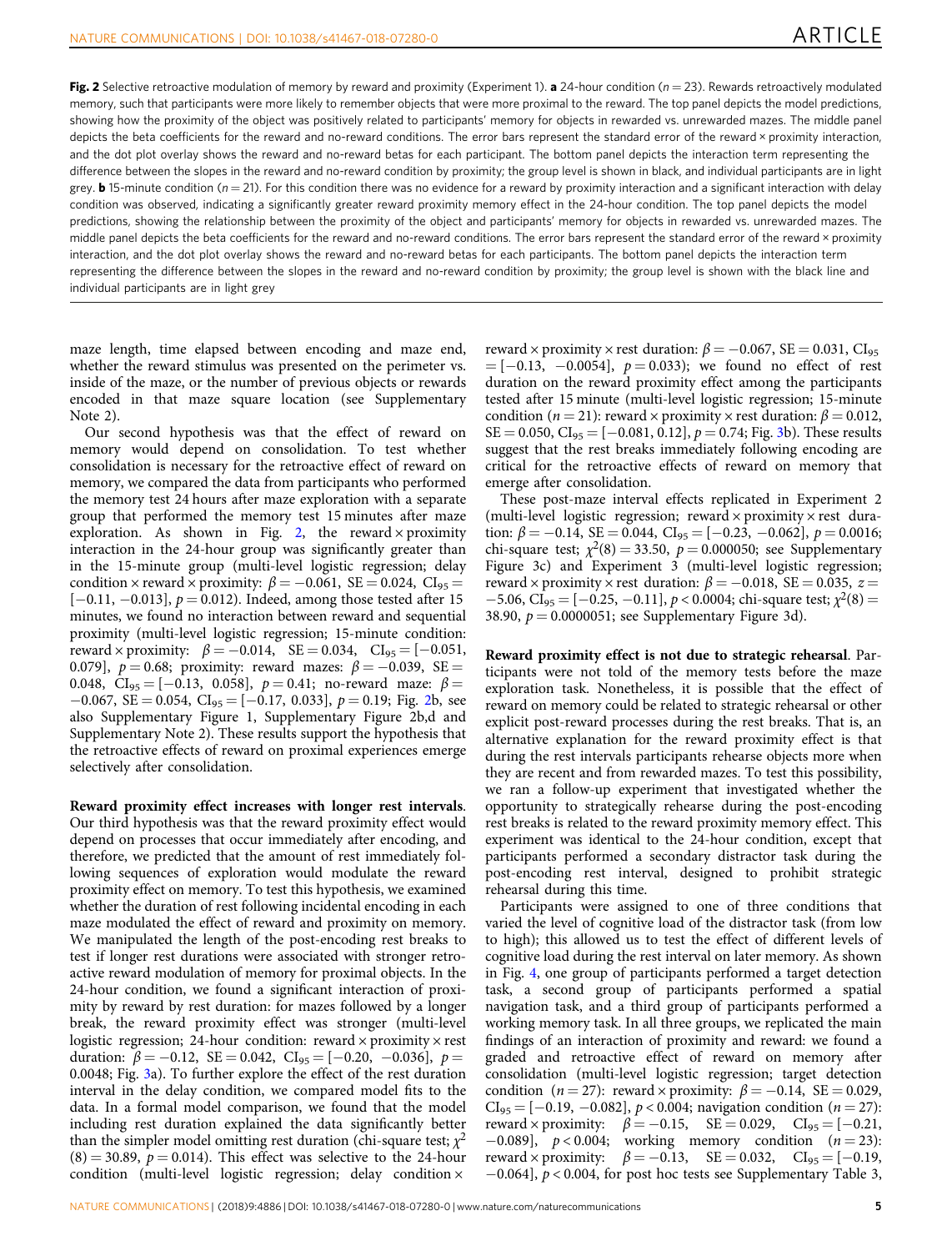**Fig. 2** Selective retroactive modulation of memory by reward and proximity (Experiment 1). **a** 24-hour condition ($n = 23$). Rewards retroactively modulated memory, such that participants were more likely to remember objects that were more proximal to the reward. The top panel depicts the model predictions, showing how the proximity of the object was positively related to participants' memory for objects in rewarded vs. unrewarded mazes. The middle panel depicts the beta coefficients for the reward and no-reward conditions. The error bars represent the standard error of the reward × proximity interaction, and the dot plot overlay shows the reward and no-reward betas for each participant. The bottom panel depicts the interaction term representing the difference between the slopes in the reward and no-reward condition by proximity; the group level is shown in black, and individual participants are in light grey. **b** 15-minute condition ($n = 21$). For this condition there was no evidence for a reward by proximity interaction and a significant interaction with delay condition was observed, indicating a significantly greater reward proximity memory effect in the 24-hour condition. The top panel depicts the model predictions, showing the relationship between the proximity of the object and participants' memory for objects in rewarded vs. unrewarded mazes. The middle panel depicts the beta coefficients for the reward and no-reward conditions. The error bars represent the standard error of the reward × proximity interaction, and the dot plot overlay shows the reward and no-reward betas for each participants. The bottom panel depicts the interaction term representing the difference between the slopes in the reward and no-reward condition by proximity; the group level is shown with the black line and individual participants are in light grey

maze length, time elapsed between encoding and maze end, whether the reward stimulus was presented on the perimeter vs. inside of the maze, or the number of previous objects or rewards encoded in that maze square location (see Supplementary Note 2).

Our second hypothesis was that the effect of reward on memory would depend on consolidation. To test whether consolidation is necessary for the retroactive effect of reward on memory, we compared the data from participants who performed the memory test 24 hours after maze exploration with a separate group that performed the memory test 15 minutes after maze exploration. As shown in Fig. 2, the reward × proximity interaction in the 24-hour group was significantly greater than in the 15-minute group (multi-level logistic regression; delay condition × reward × proximity: $\beta = -0.061$, $SE = 0.024$, $CI_{95} = [-0.11, -0.013]$, $p = 0.012$). Indeed, among those tested after 15 minutes, we found no interaction between reward and sequential proximity (multi-level logistic regression; 15-minute condition: reward × proximity: $\beta = -0.014$, $SE = 0.034$, $CI_{95} = [-0.051, 0.079]$, $p = 0.68$; proximity: reward mazes: $\beta = -0.039$, $SE = 0.048$, $CI_{95} = [-0.13, 0.058]$, $p = 0.41$; no-reward maze: $\beta = -0.067$, $SE = 0.054$, $CI_{95} = [-0.17, 0.033]$, $p = 0.19$; Fig. 2b, see also Supplementary Figure 1, Supplementary Figure 2b,d and Supplementary Note 2). These results support the hypothesis that the retroactive effects of reward on proximal experiences emerge selectively after consolidation.

**Reward proximity effect increases with longer rest intervals**. Our third hypothesis was that the reward proximity effect would depend on processes that occur immediately after encoding, and therefore, we predicted that the amount of rest immediately following sequences of exploration would modulate the reward proximity effect on memory. To test this hypothesis, we examined whether the duration of rest following incidental encoding in each maze modulated the effect of reward and proximity on memory. We manipulated the length of the post-encoding rest breaks to test if longer rest durations were associated with stronger retroactive reward modulation of memory for proximal objects. In the 24-hour condition, we found a significant interaction of proximity by reward by rest duration: for mazes followed by a longer break, the reward proximity effect was stronger (multi-level logistic regression; 24-hour condition: reward × proximity × rest duration: $\beta = -0.12$, $SE = 0.042$, $CI_{95} = [-0.20, -0.036]$, $p = 0.0048$; Fig. 3a). To further explore the effect of the rest duration interval in the delay condition, we compared model fits to the data. In a formal model comparison, we found that the model including rest duration explained the data significantly better than the simpler model omitting rest duration (chi-square test; $\chi^2(8) = 30.89$, $p = 0.014$). This effect was selective to the 24-hour condition (multi-level logistic regression; delay condition × reward × proximity × rest duration: $\beta = -0.067$, $SE = 0.031$, $CI_{95} = [-0.13, -0.0054]$, $p = 0.033$); we found no effect of rest duration on the reward proximity effect among the participants tested after 15 minute (multi-level logistic regression; 15-minute condition ($n = 21$): reward × proximity × rest duration: $\beta = 0.012$, $SE = 0.050$, $CI_{95} = [-0.081, 0.12]$, $p = 0.74$; Fig. 3b). These results suggest that the rest breaks immediately following encoding are critical for the retroactive effects of reward on memory that emerge after consolidation.

These post-maze interval effects replicated in Experiment 2 (multi-level logistic regression; reward × proximity × rest duration: $\beta = -0.14$, $SE = 0.044$, $CI_{95} = [-0.23, -0.062]$, $p = 0.0016$; chi-square test; $\chi^2(8) = 33.50$, $p = 0.000050$; see Supplementary Figure 3c) and Experiment 3 (multi-level logistic regression; reward × proximity × rest duration: $\beta = -0.018$, $SE = 0.035$, $z = -5.06$, $CI_{95} = [-0.25, -0.11]$, $p < 0.0004$; chi-square test; $\chi^2(8) = 38.90$, $p = 0.0000051$; see Supplementary Figure 3d).

**Reward proximity effect is not due to strategic rehearsal**. Participants were not told of the memory tests before the maze exploration task. Nonetheless, it is possible that the effect of reward on memory could be related to strategic rehearsal or other explicit post-reward processes during the rest breaks. That is, an alternative explanation for the reward proximity effect is that during the rest intervals participants rehearse objects more when they are recent and from rewarded mazes. To test this possibility, we ran a follow-up experiment that investigated whether the opportunity to strategically rehearse during the post-encoding rest breaks is related to the reward proximity memory effect. This experiment was identical to the 24-hour condition, except that participants performed a secondary distractor task during the post-encoding rest interval, designed to prohibit strategic rehearsal during this time.

Participants were assigned to one of three conditions that varied the level of cognitive load of the distractor task (from low to high); this allowed us to test the effect of different levels of cognitive load during the rest interval on later memory. As shown in Fig. 4, one group of participants performed a target detection task, a second group of participants performed a spatial navigation task, and a third group of participants performed a working memory task. In all three groups, we replicated the main findings of an interaction of proximity and reward: we found a graded and retroactive effect of reward on memory after consolidation (multi-level logistic regression; target detection condition ($n = 27$): reward × proximity: $\beta = -0.14$, $SE = 0.029$, $CI_{95} = [-0.19, -0.082]$, $p < 0.004$; navigation condition ($n = 27$): reward × proximity: $\beta = -0.15$, $SE = 0.029$, $CI_{95} = [-0.21, -0.089]$, $p < 0.004$; working memory condition ($n = 23$): reward × proximity: $\beta = -0.13$, $SE = 0.032$, $CI_{95} = [-0.19, -0.064]$, $p < 0.004$, for post hoc tests see Supplementary Table 3,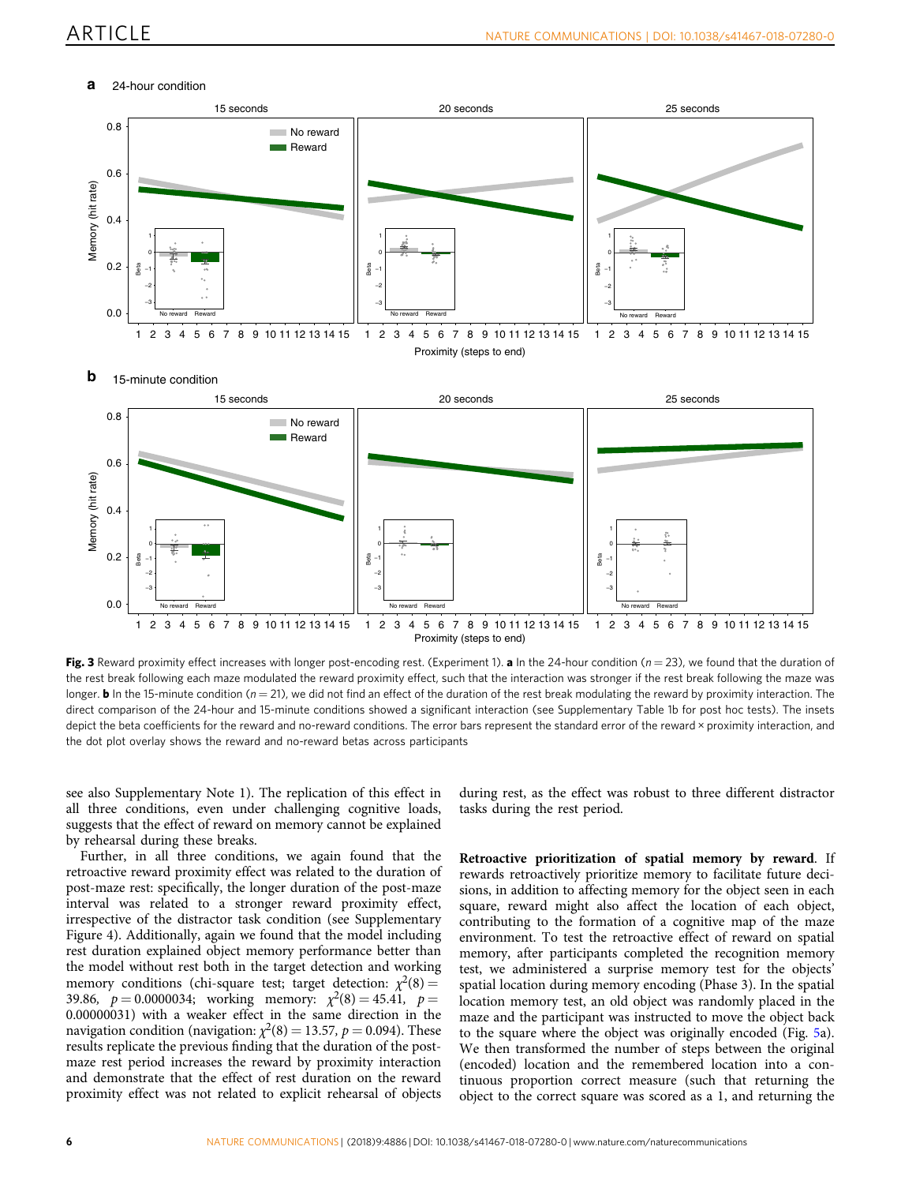**Fig. 3** Reward proximity effect increases with longer post-encoding rest. (Experiment 1). **a** In the 24-hour condition ($n = 23$), we found that the duration of the rest break following each maze modulated the reward proximity effect, such that the interaction was stronger if the rest break following the maze was longer. **b** In the 15-minute condition ($n = 21$), we did not find an effect of the duration of the rest break modulating the reward by proximity interaction. The direct comparison of the 24-hour and 15-minute conditions showed a significant interaction (see Supplementary Table 1b for post hoc tests). The insets depict the beta coefficients for the reward and no-reward conditions. The error bars represent the standard error of the reward × proximity interaction, and the dot plot overlay shows the reward and no-reward betas across participants

see also Supplementary Note 1). The replication of this effect in all three conditions, even under challenging cognitive loads, suggests that the effect of reward on memory cannot be explained by rehearsal during these breaks.

Further, in all three conditions, we again found that the retroactive reward proximity effect was related to the duration of post-maze rest: specifically, the longer duration of the post-maze interval was related to a stronger reward proximity effect, irrespective of the distractor task condition (see Supplementary Figure 4). Additionally, again we found that the model including rest duration explained object memory performance better than the model without rest both in the target detection and working memory conditions (chi-square test; target detection: $\chi^2(8) = 39.86$, $p = 0.0000034$; working memory: $\chi^2(8) = 45.41$, $p = 0.00000031$) with a weaker effect in the same direction in the navigation condition (navigation: $\chi^2(8) = 13.57$, $p = 0.094$). These results replicate the previous finding that the duration of the post-maze rest period increases the reward by proximity interaction and demonstrate that the effect of rest duration on the reward proximity effect was not related to explicit rehearsal of objects during rest, as the effect was robust to three different distractor tasks during the rest period.

**Retroactive prioritization of spatial memory by reward.** If rewards retroactively prioritize memory to facilitate future decisions, in addition to affecting memory for the object seen in each square, reward might also affect the location of each object, contributing to the formation of a cognitive map of the maze environment. To test the retroactive effect of reward on spatial memory, after participants completed the recognition memory test, we administered a surprise memory test for the objects' spatial location during memory encoding (Phase 3). In the spatial location memory test, an old object was randomly placed in the maze and the participant was instructed to move the object back to the square where the object was originally encoded (Fig. 5a). We then transformed the number of steps between the original (encoded) location and the remembered location into a continuous proportion correct measure (such that returning the object to the correct square was scored as a 1, and returning the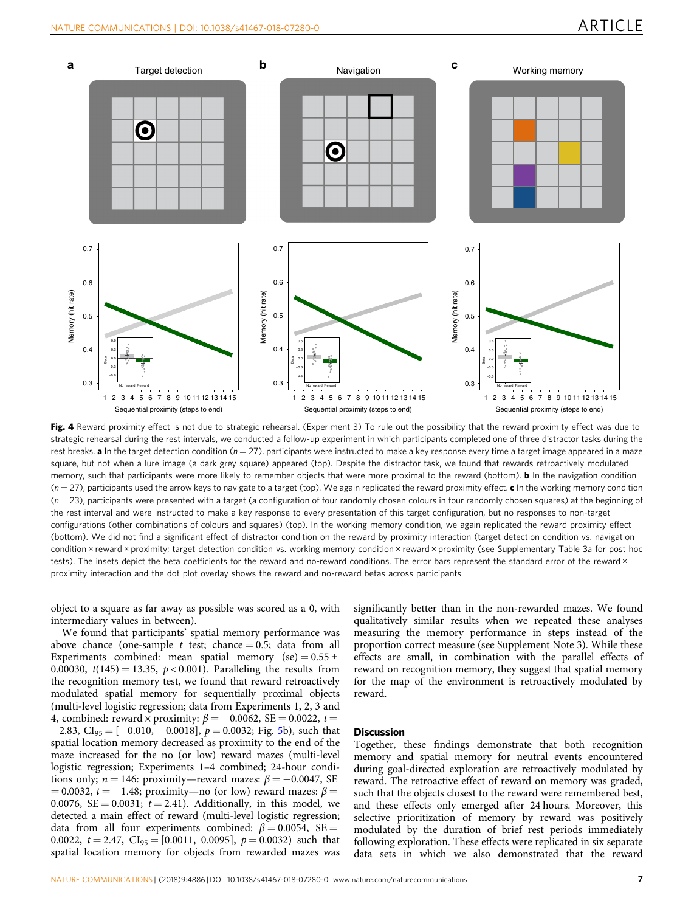**Fig. 4** Reward proximity effect is not due to strategic rehearsal. (Experiment 3) To rule out the possibility that the reward proximity effect was due to strategic rehearsal during the rest intervals, we conducted a follow-up experiment in which participants completed one of three distractor tasks during the rest breaks. **a** In the target detection condition ($n = 27$), participants were instructed to make a key response every time a target image appeared in a maze square, but not when a lure image (a dark grey square) appeared (top). Despite the distractor task, we found that rewards retroactively modulated memory, such that participants were more likely to remember objects that were more proximal to the reward (bottom). **b** In the navigation condition ($n = 27$), participants used the arrow keys to navigate to a target (top). We again replicated the reward proximity effect. **c** In the working memory condition ($n = 23$), participants were presented with a target (a configuration of four randomly chosen colours in four randomly chosen squares) at the beginning of the rest interval and were instructed to make a key response to every presentation of this target configuration, but no responses to non-target configurations (other combinations of colours and squares) (top). In the working memory condition, we again replicated the reward proximity effect (bottom). We did not find a significant effect of distractor condition on the reward by proximity interaction (target detection condition vs. navigation condition × reward × proximity; target detection condition vs. working memory condition × reward × proximity (see Supplementary Table 3a for post hoc tests). The insets depict the beta coefficients for the reward and no-reward conditions. The error bars represent the standard error of the reward × proximity interaction and the dot plot overlay shows the reward and no-reward betas across participants

object to a square as far away as possible was scored as a 0, with intermediary values in between).

We found that participants' spatial memory performance was above chance (one-sample $t$ test; chance = 0.5; data from all Experiments combined: mean spatial memory (se) = 0.55 ± 0.00030, $t(145) = 13.35$, $p < 0.001$). Paralleling the results from the recognition memory test, we found that reward retroactively modulated spatial memory for sequentially proximal objects (multi-level logistic regression; data from Experiments 1, 2, 3 and 4, combined: reward × proximity: $\beta = -0.0062$, SE = 0.0022, $t = -2.83$, $CI_{95} = [-0.010, -0.0018]$, $p = 0.0032$; Fig. 5b), such that spatial location memory decreased as proximity to the end of the maze increased for the no (or low) reward mazes (multi-level logistic regression; Experiments 1–4 combined; 24-hour conditions only; $n = 146$: proximity—reward mazes: $\beta = -0.0047$, SE = 0.0032, $t = -1.48$; proximity—no (or low) reward mazes: $\beta = 0.0076$, SE = 0.0031; $t = 2.41$). Additionally, in this model, we detected a main effect of reward (multi-level logistic regression; data from all four experiments combined: $\beta = 0.0054$, SE = 0.0022, $t = 2.47$, $CI_{95} = [0.0011, 0.0095]$, $p = 0.0032$) such that spatial location memory for objects from rewarded mazes was significantly better than in the non-rewarded mazes. We found qualitatively similar results when we repeated these analyses measuring the memory performance in steps instead of the proportion correct measure (see Supplement Note 3). While these effects are small, in combination with the parallel effects of reward on recognition memory, they suggest that spatial memory for the map of the environment is retroactively modulated by reward.

## Discussion

Together, these findings demonstrate that both recognition memory and spatial memory for neutral events encountered during goal-directed exploration are retroactively modulated by reward. The retroactive effect of reward on memory was graded, such that the objects closest to the reward were remembered best, and these effects only emerged after 24 hours. Moreover, this selective prioritization of memory by reward was positively modulated by the duration of brief rest periods immediately following exploration. These effects were replicated in six separate data sets in which we also demonstrated that the reward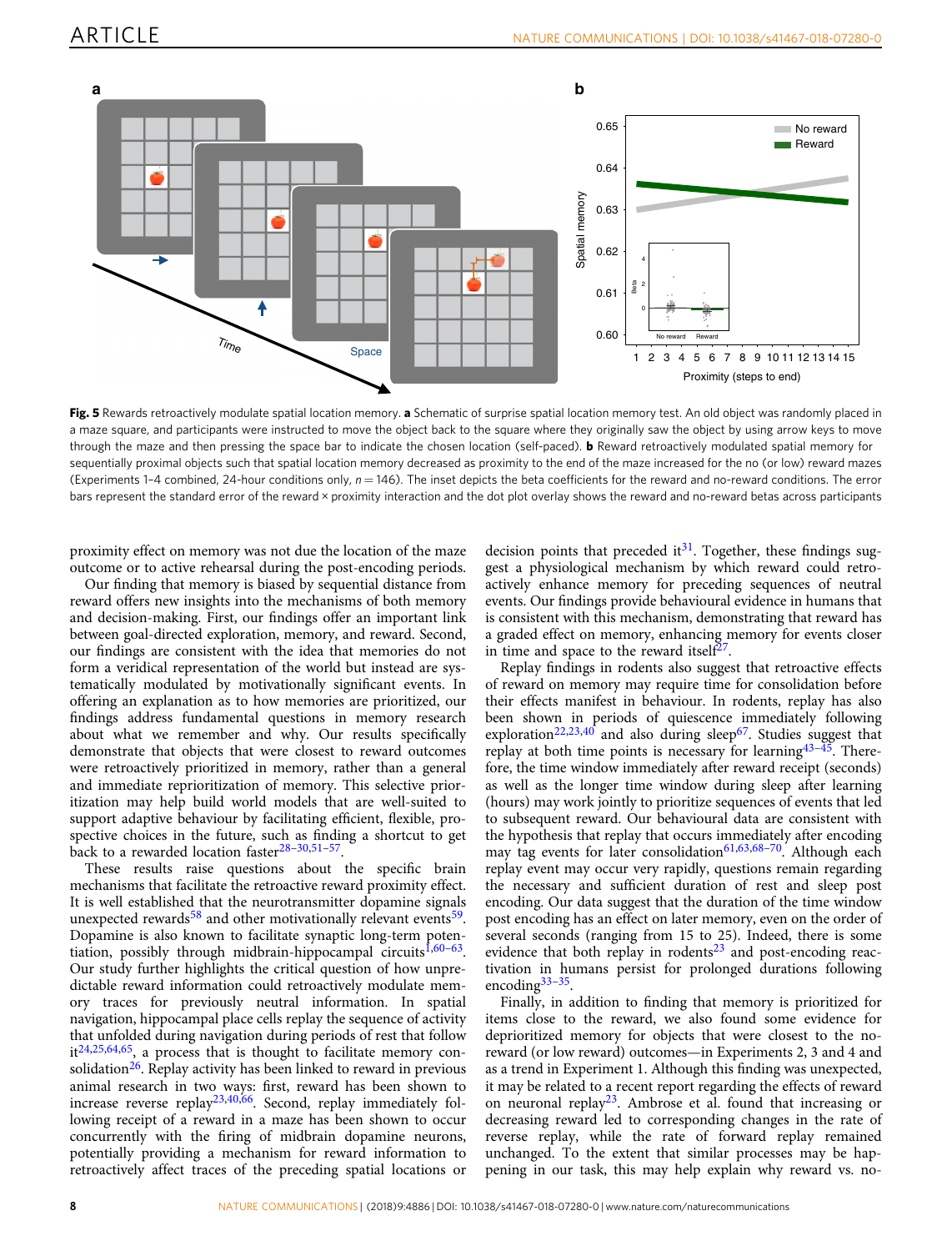Fig. 5 Rewards retroactively modulate spatial location memory. **a** Schematic of surprise spatial location memory test. An old object was randomly placed in a maze square, and participants were instructed to move the object back to the square where they originally saw the object by using arrow keys to move through the maze and then pressing the space bar to indicate the chosen location (self-paced). **b** Reward retroactively modulated spatial memory for sequentially proximal objects such that spatial location memory decreased as proximity to the end of the maze increased for the no (or low) reward mazes (Experiments 1–4 combined, 24-hour conditions only, $n = 146$). The inset depicts the beta coefficients for the reward and no-reward conditions. The error bars represent the standard error of the reward × proximity interaction and the dot plot overlay shows the reward and no-reward betas across participants

proximity effect on memory was not due the location of the maze outcome or to active rehearsal during the post-encoding periods.

Our finding that memory is biased by sequential distance from reward offers new insights into the mechanisms of both memory and decision-making. First, our findings offer an important link between goal-directed exploration, memory, and reward. Second, our findings are consistent with the idea that memories do not form a veridical representation of the world but instead are systematically modulated by motivationally significant events. In offering an explanation as to how memories are prioritized, our findings address fundamental questions in memory research about what we remember and why. Our results specifically demonstrate that objects that were closest to reward outcomes were retroactively prioritized in memory, rather than a general and immediate reprioritization of memory. This selective prioritization may help build world models that are well-suited to support adaptive behaviour by facilitating efficient, flexible, prospective choices in the future, such as finding a shortcut to get back to a rewarded location faster[28–30,51–57].

These results raise questions about the specific brain mechanisms that facilitate the retroactive reward proximity effect. It is well established that the neurotransmitter dopamine signals unexpected rewards[58] and other motivationally relevant events[59]. Dopamine is also known to facilitate synaptic long-term potentiation, possibly through midbrain-hippocampal circuits[1,60–63]. Our study further highlights the critical question of how unpredictable reward information could retroactively modulate memory traces for previously neutral information. In spatial navigation, hippocampal place cells replay the sequence of activity that unfolded during navigation during periods of rest that follow it[24,25,64,65], a process that is thought to facilitate memory consolidation[26]. Replay activity has been linked to reward in previous animal research in two ways: first, reward has been shown to increase reverse replay[23,40,66]. Second, replay immediately following receipt of a reward in a maze has been shown to occur concurrently with the firing of midbrain dopamine neurons, potentially providing a mechanism for reward information to retroactively affect traces of the preceding spatial locations or decision points that preceded it[31]. Together, these findings suggest a physiological mechanism by which reward could retroactively enhance memory for preceding sequences of neutral events. Our findings provide behavioural evidence in humans that is consistent with this mechanism, demonstrating that reward has a graded effect on memory, enhancing memory for events closer in time and space to the reward itself[27].

Replay findings in rodents also suggest that retroactive effects of reward on memory may require time for consolidation before their effects manifest in behaviour. In rodents, replay has also been shown in periods of quiescence immediately following exploration[22,23,40] and also during sleep[67]. Studies suggest that replay at both time points is necessary for learning[43–45]. Therefore, the time window immediately after reward receipt (seconds) as well as the longer time window during sleep after learning (hours) may work jointly to prioritize sequences of events that led to subsequent reward. Our behavioural data are consistent with the hypothesis that replay that occurs immediately after encoding may tag events for later consolidation[61,63,68–70]. Although each replay event may occur very rapidly, questions remain regarding the necessary and sufficient duration of rest and sleep post encoding. Our data suggest that the duration of the time window post encoding has an effect on later memory, even on the order of several seconds (ranging from 15 to 25). Indeed, there is some evidence that both replay in rodents[23] and post-encoding reactivation in humans persist for prolonged durations following encoding[33–35].

Finally, in addition to finding that memory is prioritized for items close to the reward, we also found some evidence for deprioritized memory for objects that were closest to the no-reward (or low reward) outcomes—in Experiments 2, 3 and 4 and as a trend in Experiment 1. Although this finding was unexpected, it may be related to a recent report regarding the effects of reward on neuronal replay[23]. Ambrose et al. found that increasing or decreasing reward led to corresponding changes in the rate of reverse replay, while the rate of forward replay remained unchanged. To the extent that similar processes may be happening in our task, this may help explain why reward vs. no-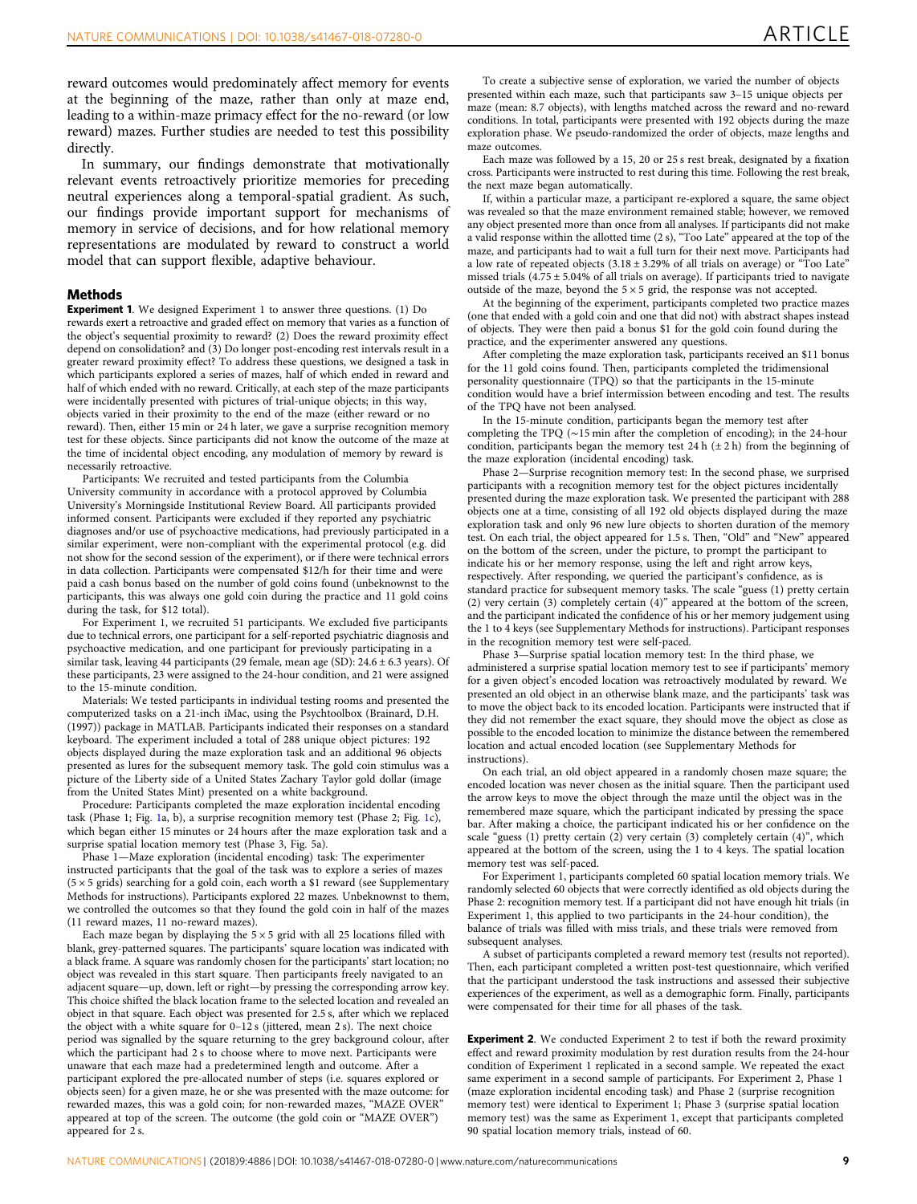reward outcomes would predominately affect memory for events at the beginning of the maze, rather than only at maze end, leading to a within-maze primacy effect for the no-reward (or low reward) mazes. Further studies are needed to test this possibility directly.

In summary, our findings demonstrate that motivationally relevant events retroactively prioritize memories for preceding neutral experiences along a temporal-spatial gradient. As such, our findings provide important support for mechanisms of memory in service of decisions, and for how relational memory representations are modulated by reward to construct a world model that can support flexible, adaptive behaviour.

## Methods

**Experiment 1**. We designed Experiment 1 to answer three questions. (1) Do rewards exert a retroactive and graded effect on memory that varies as a function of the object's sequential proximity to reward? (2) Does the reward proximity effect depend on consolidation? and (3) Do longer post-encoding rest intervals result in a greater reward proximity effect? To address these questions, we designed a task in which participants explored a series of mazes, half of which ended in reward and half of which ended with no reward. Critically, at each step of the maze participants were incidentally presented with pictures of trial-unique objects; in this way, objects varied in their proximity to the end of the maze (either reward or no reward). Then, either 15 min or 24 h later, we gave a surprise recognition memory test for these objects. Since participants did not know the outcome of the maze at the time of incidental object encoding, any modulation of memory by reward is necessarily retroactive.

Participants: We recruited and tested participants from the Columbia University community in accordance with a protocol approved by Columbia University's Morningside Institutional Review Board. All participants provided informed consent. Participants were excluded if they reported any psychiatric diagnoses and/or use of psychoactive medications, had previously participated in a similar experiment, were non-compliant with the experimental protocol (e.g. did not show for the second session of the experiment), or if there were technical errors in data collection. Participants were compensated $12/h for their time and were paid a cash bonus based on the number of gold coins found (unbeknownst to the participants, this was always one gold coin during the practice and 11 gold coins during the task, for $12 total).

For Experiment 1, we recruited 51 participants. We excluded five participants due to technical errors, one participant for a self-reported psychiatric diagnosis and psychoactive medication, and one participant for previously participating in a similar task, leaving 44 participants (29 female, mean age (SD): 24.6 ± 6.3 years). Of these participants, 23 were assigned to the 24-hour condition, and 21 were assigned to the 15-minute condition.

Materials: We tested participants in individual testing rooms and presented the computerized tasks on a 21-inch iMac, using the Psychtoolbox (Brainard, D.H. (1997)) package in MATLAB. Participants indicated their responses on a standard keyboard. The experiment included a total of 288 unique object pictures: 192 objects displayed during the maze exploration task and an additional 96 objects presented as lures for the subsequent memory task. The gold coin stimulus was a picture of the Liberty side of a United States Zachary Taylor gold dollar (image from the United States Mint) presented on a white background.

Procedure: Participants completed the maze exploration incidental encoding task (Phase 1; Fig. 1a, b), a surprise recognition memory test (Phase 2; Fig. 1c), which began either 15 minutes or 24 hours after the maze exploration task and a surprise spatial location memory test (Phase 3, Fig. 5a).

Phase 1—Maze exploration (incidental encoding) task: The experimenter instructed participants that the goal of the task was to explore a series of mazes (5 × 5 grids) searching for a gold coin, each worth a $1 reward (see Supplementary Methods for instructions). Participants explored 22 mazes. Unbeknownst to them, we controlled the outcomes so that they found the gold coin in half of the mazes (11 reward mazes, 11 no-reward mazes).

Each maze began by displaying the 5 × 5 grid with all 25 locations filled with blank, grey-patterned squares. The participants' square location was indicated with a black frame. A square was randomly chosen for the participants' start location; no object was revealed in this start square. Then participants freely navigated to an adjacent square—up, down, left or right—by pressing the corresponding arrow key. This choice shifted the black location frame to the selected location and revealed an object in that square. Each object was presented for 2.5 s, after which we replaced the object with a white square for 0–12 s (jittered, mean 2 s). The next choice period was signalled by the square returning to the grey background colour, after which the participant had 2 s to choose where to move next. Participants were unaware that each maze had a predetermined length and outcome. After a participant explored the pre-allocated number of steps (i.e. squares explored or objects seen) for a given maze, he or she was presented with the maze outcome: for rewarded mazes, this was a gold coin; for non-rewarded mazes, "MAZE OVER" appeared at top of the screen. The outcome (the gold coin or "MAZE OVER") appeared for 2 s.

To create a subjective sense of exploration, we varied the number of objects presented within each maze, such that participants saw 3–15 unique objects per maze (mean: 8.7 objects), with lengths matched across the reward and no-reward conditions. In total, participants were presented with 192 objects during the maze exploration phase. We pseudo-randomized the order of objects, maze lengths and maze outcomes.

Each maze was followed by a 15, 20 or 25 s rest break, designated by a fixation cross. Participants were instructed to rest during this time. Following the rest break, the next maze began automatically.

If, within a particular maze, a participant re-explored a square, the same object was revealed so that the maze environment remained stable; however, we removed any object presented more than once from all analyses. If participants did not make a valid response within the allotted time (2 s), "Too Late" appeared at the top of the maze, and participants had to wait a full turn for their next move. Participants had a low rate of repeated objects (3.18 ± 3.29% of all trials on average) or "Too Late" missed trials (4.75 ± 5.04% of all trials on average). If participants tried to navigate outside of the maze, beyond the 5 × 5 grid, the response was not accepted.

At the beginning of the experiment, participants completed two practice mazes (one that ended with a gold coin and one that did not) with abstract shapes instead of objects. They were then paid a bonus $1 for the gold coin found during the practice, and the experimenter answered any questions.

After completing the maze exploration task, participants received an $11 bonus for the 11 gold coins found. Then, participants completed the tridimensional personality questionnaire (TPQ) so that the participants in the 15-minute condition would have a brief intermission between encoding and test. The results of the TPQ have not been analysed.

In the 15-minute condition, participants began the memory test after completing the TPQ (~15 min after the completion of encoding); in the 24-hour condition, participants began the memory test 24 h (± 2 h) from the beginning of the maze exploration (incidental encoding) task.

Phase 2—Surprise recognition memory test: In the second phase, we surprised participants with a recognition memory test for the object pictures incidentally presented during the maze exploration task. We presented the participant with 288 objects one at a time, consisting of all 192 old objects displayed during the maze exploration task and only 96 new lure objects to shorten duration of the memory test. On each trial, the object appeared for 1.5 s. Then, "Old" and "New" appeared on the bottom of the screen, under the picture, to prompt the participant to indicate his or her memory response, using the left and right arrow keys, respectively. After responding, we queried the participant's confidence, as is standard practice for subsequent memory tasks. The scale "guess (1) pretty certain (2) very certain (3) completely certain (4)" appeared at the bottom of the screen, and the participant indicated the confidence of his or her memory judgement using the 1 to 4 keys (see Supplementary Methods for instructions). Participant responses in the recognition memory test were self-paced.

Phase 3—Surprise spatial location memory test: In the third phase, we administered a surprise spatial location memory test to see if participants' memory for a given object's encoded location was retroactively modulated by reward. We presented an old object in an otherwise blank maze, and the participants' task was to move the object back to its encoded location. Participants were instructed that if they did not remember the exact square, they should move the object as close as possible to the encoded location to minimize the distance between the remembered location and actual encoded location (see Supplementary Methods for instructions).

On each trial, an old object appeared in a randomly chosen maze square; the encoded location was never chosen as the initial square. Then the participant used the arrow keys to move the object through the maze until the object was in the remembered maze square, which the participant indicated by pressing the space bar. After making a choice, the participant indicated his or her confidence on the scale "guess (1) pretty certain (2) very certain (3) completely certain (4)", which appeared at the bottom of the screen, using the 1 to 4 keys. The spatial location memory test was self-paced.

For Experiment 1, participants completed 60 spatial location memory trials. We randomly selected 60 objects that were correctly identified as old objects during the Phase 2: recognition memory test. If a participant did not have enough hit trials (in Experiment 1, this applied to two participants in the 24-hour condition), the balance of trials was filled with miss trials, and these trials were removed from subsequent analyses.

A subset of participants completed a reward memory test (results not reported). Then, each participant completed a written post-test questionnaire, which verified that the participant understood the task instructions and assessed their subjective experiences of the experiment, as well as a demographic form. Finally, participants were compensated for their time for all phases of the task.

**Experiment 2**. We conducted Experiment 2 to test if both the reward proximity effect and reward proximity modulation by rest duration results from the 24-hour condition of Experiment 1 replicated in a second sample. We repeated the exact same experiment in a second sample of participants. For Experiment 2, Phase 1 (maze exploration incidental encoding task) and Phase 2 (surprise recognition memory test) were identical to Experiment 1; Phase 3 (surprise spatial location memory test) was the same as Experiment 1, except that participants completed 90 spatial location memory trials, instead of 60.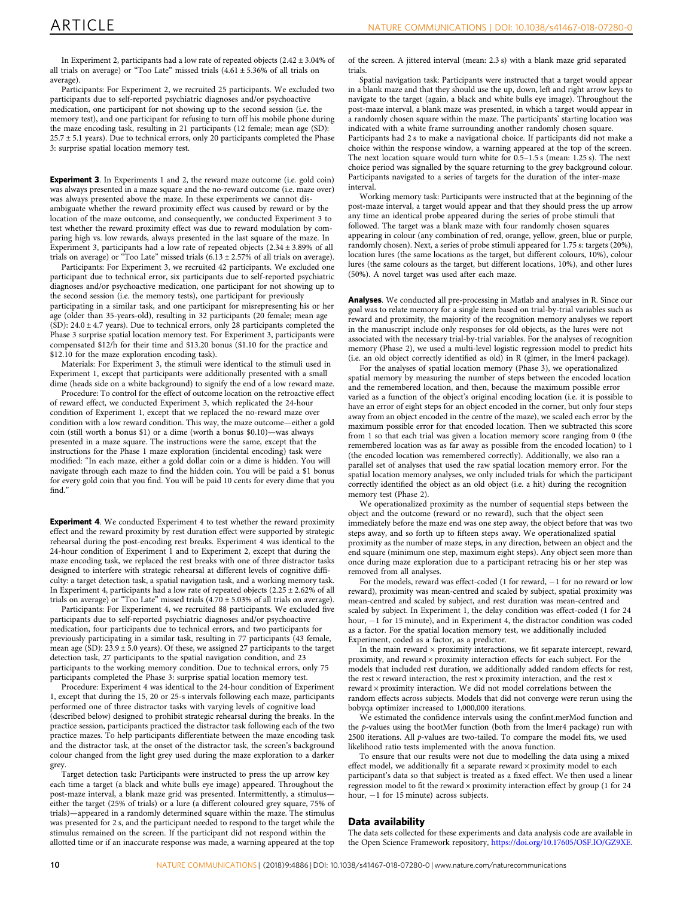In Experiment 2, participants had a low rate of repeated objects (2.42 ± 3.04% of all trials on average) or "Too Late" missed trials (4.61 ± 5.36% of all trials on average).

Participants: For Experiment 2, we recruited 25 participants. We excluded two participants due to self-reported psychiatric diagnoses and/or psychoactive medication, one participant for not showing up to the second session (i.e. the memory test), and one participant for refusing to turn off his mobile phone during the maze encoding task, resulting in 21 participants (12 female; mean age (SD): 25.7 ± 5.1 years). Due to technical errors, only 20 participants completed the Phase 3: surprise spatial location memory test.

**Experiment 3**. In Experiments 1 and 2, the reward maze outcome (i.e. gold coin) was always presented in a maze square and the no-reward outcome (i.e. maze over) was always presented above the maze. In these experiments we cannot disambiguate whether the reward proximity effect was caused by reward or by the location of the maze outcome, and consequently, we conducted Experiment 3 to test whether the reward proximity effect was due to reward modulation by comparing high vs. low rewards, always presented in the last square of the maze. In Experiment 3, participants had a low rate of repeated objects (2.34 ± 3.89% of all trials on average) or "Too Late" missed trials (6.13 ± 2.57% of all trials on average).

Participants: For Experiment 3, we recruited 42 participants. We excluded one participant due to technical error, six participants due to self-reported psychiatric diagnoses and/or psychoactive medication, one participant for not showing up to the second session (i.e. the memory tests), one participant for previously participating in a similar task, and one participant for misrepresenting his or her age (older than 35-years-old), resulting in 32 participants (20 female; mean age (SD): 24.0 ± 4.7 years). Due to technical errors, only 28 participants completed the Phase 3 surprise spatial location memory test. For Experiment 3, participants were compensated $12/h for their time and $13.20 bonus ($1.10 for the practice and $12.10 for the maze exploration encoding task).

Materials: For Experiment 3, the stimuli were identical to the stimuli used in Experiment 1, except that participants were additionally presented with a small dime (heads side on a white background) to signify the end of a low reward maze.

Procedure: To control for the effect of outcome location on the retroactive effect of reward effect, we conducted Experiment 3, which replicated the 24-hour condition of Experiment 1, except that we replaced the no-reward maze over condition with a low reward condition. This way, the maze outcome—either a gold coin (still worth a bonus $1) or a dime (worth a bonus $0.10)—was always presented in a maze square. The instructions were the same, except that the instructions for the Phase 1 maze exploration (incidental encoding) task were modified: "In each maze, either a gold dollar coin or a dime is hidden. You will navigate through each maze to find the hidden coin. You will be paid a $1 bonus for every gold coin that you find. You will be paid 10 cents for every dime that you find."

**Experiment 4**. We conducted Experiment 4 to test whether the reward proximity effect and the reward proximity by rest duration effect were supported by strategic rehearsal during the post-encoding rest breaks. Experiment 4 was identical to the 24-hour condition of Experiment 1 and to Experiment 2, except that during the maze encoding task, we replaced the rest breaks with one of three distractor tasks designed to interfere with strategic rehearsal at different levels of cognitive difficulty: a target detection task, a spatial navigation task, and a working memory task. In Experiment 4, participants had a low rate of repeated objects (2.25 ± 2.62% of all trials on average) or "Too Late" missed trials (4.70 ± 5.03% of all trials on average).

Participants: For Experiment 4, we recruited 88 participants. We excluded five participants due to self-reported psychiatric diagnoses and/or psychoactive medication, four participants due to technical errors, and two participants for previously participating in a similar task, resulting in 77 participants (43 female, mean age (SD): 23.9 ± 5.0 years). Of these, we assigned 27 participants to the target detection task, 27 participants to the spatial navigation condition, and 23 participants to the working memory condition. Due to technical errors, only 75 participants completed the Phase 3: surprise spatial location memory test.

Procedure: Experiment 4 was identical to the 24-hour condition of Experiment 1, except that during the 15, 20 or 25-s intervals following each maze, participants performed one of three distractor tasks with varying levels of cognitive load (described below) designed to prohibit strategic rehearsal during the breaks. In the practice session, participants practiced the distractor task following each of the two practice mazes. To help participants differentiate between the maze encoding task and the distractor task, at the onset of the distractor task, the screen's background colour changed from the light grey used during the maze exploration to a darker grey.

Target detection task: Participants were instructed to press the up arrow key each time a target (a black and white bulls eye image) appeared. Throughout the post-maze interval, a blank maze grid was presented. Intermittently, a stimulus—either the target (25% of trials) or a lure (a different coloured grey square, 75% of trials)—appeared in a randomly determined square within the maze. The stimulus was presented for 2 s, and the participant needed to respond to the target while the stimulus remained on the screen. If the participant did not respond within the allotted time or if an inaccurate response was made, a warning appeared at the top of the screen. A jittered interval (mean: 2.3 s) with a blank maze grid separated trials.

Spatial navigation task: Participants were instructed that a target would appear in a blank maze and that they should use the up, down, left and right arrow keys to navigate to the target (again, a black and white bulls eye image). Throughout the post-maze interval, a blank maze was presented, in which a target would appear in a randomly chosen square within the maze. The participants' starting location was indicated with a white frame surrounding another randomly chosen square. Participants had 2 s to make a navigational choice. If participants did not make a choice within the response window, a warning appeared at the top of the screen. The next location square would turn white for 0.5–1.5 s (mean: 1.25 s). The next choice period was signalled by the square returning to the grey background colour. Participants navigated to a series of targets for the duration of the inter-maze interval.

Working memory task: Participants were instructed that at the beginning of the post-maze interval, a target would appear and that they should press the up arrow any time an identical probe appeared during the series of probe stimuli that followed. The target was a blank maze with four randomly chosen squares appearing in colour (any combination of red, orange, yellow, green, blue or purple, randomly chosen). Next, a series of probe stimuli appeared for 1.75 s: targets (20%), location lures (the same locations as the target, but different colours, 10%), colour lures (the same colours as the target, but different locations, 10%), and other lures (50%). A novel target was used after each maze.

**Analyses**. We conducted all pre-processing in Matlab and analyses in R. Since our goal was to relate memory for a single item based on trial-by-trial variables such as reward and proximity, the majority of the recognition memory analyses we report in the manuscript include only responses for old objects, as the lures were not associated with the necessary trial-by-trial variables. For the analyses of recognition memory (Phase 2), we used a multi-level logistic regression model to predict hits (i.e. an old object correctly identified as old) in R (glmer, in the lmer4 package).

For the analyses of spatial location memory (Phase 3), we operationalized spatial memory by measuring the number of steps between the encoded location and the remembered location, and then, because the maximum possible error varied as a function of the object's original encoding location (i.e. it is possible to have an error of eight steps for an object encoded in the corner, but only four steps away from an object encoded in the centre of the maze), we scaled each error by the maximum possible error for that encoded location. Then we subtracted this score from 1 so that each trial was given a location memory score ranging from 0 (the remembered location was as far away as possible from the encoded location) to 1 (the encoded location was remembered correctly). Additionally, we also ran a parallel set of analyses that used the raw spatial location memory error. For the spatial location memory analyses, we only included trials for which the participant correctly identified the object as an old object (i.e. a hit) during the recognition memory test (Phase 2).

We operationalized proximity as the number of sequential steps between the object and the outcome (reward or no reward), such that the object seen immediately before the maze end was one step away, the object before that was two steps away, and so forth up to fifteen steps away. We operationalized spatial proximity as the number of maze steps, in any direction, between an object and the end square (minimum one step, maximum eight steps). Any object seen more than once during maze exploration due to a participant retracing his or her step was removed from all analyses.

For the models, reward was effect-coded (1 for reward, −1 for no reward or low reward), proximity was mean-centred and scaled by subject, spatial proximity was mean-centred and scaled by subject, and rest duration was mean-centred and scaled by subject. In Experiment 1, the delay condition was effect-coded (1 for 24 hour, −1 for 15 minute), and in Experiment 4, the distractor condition was coded as a factor. For the spatial location memory test, we additionally included Experiment, coded as a factor, as a predictor.

In the main reward × proximity interactions, we fit separate intercept, reward, proximity, and reward × proximity interaction effects for each subject. For the models that included rest duration, we additionally added random effects for rest, the rest × reward interaction, the rest × proximity interaction, and the rest × reward × proximity interaction. We did not model correlations between the random effects across subjects. Models that did not converge were rerun using the bobyqa optimizer increased to 1,000,000 iterations.

We estimated the confidence intervals using the confint.merMod function and the p-values using the bootMer function (both from the lmer4 package) run with 2500 iterations. All p-values are two-tailed. To compare the model fits, we used likelihood ratio tests implemented with the anova function.

To ensure that our results were not due to modelling the data using a mixed effect model, we additionally fit a separate reward × proximity model to each participant's data so that subject is treated as a fixed effect. We then used a linear regression model to fit the reward × proximity interaction effect by group (1 for 24 hour, −1 for 15 minute) across subjects.

## Data availability

The data sets collected for these experiments and data analysis code are available in the Open Science Framework repository, https://doi.org/10.17605/OSF.IO/GZ9XE.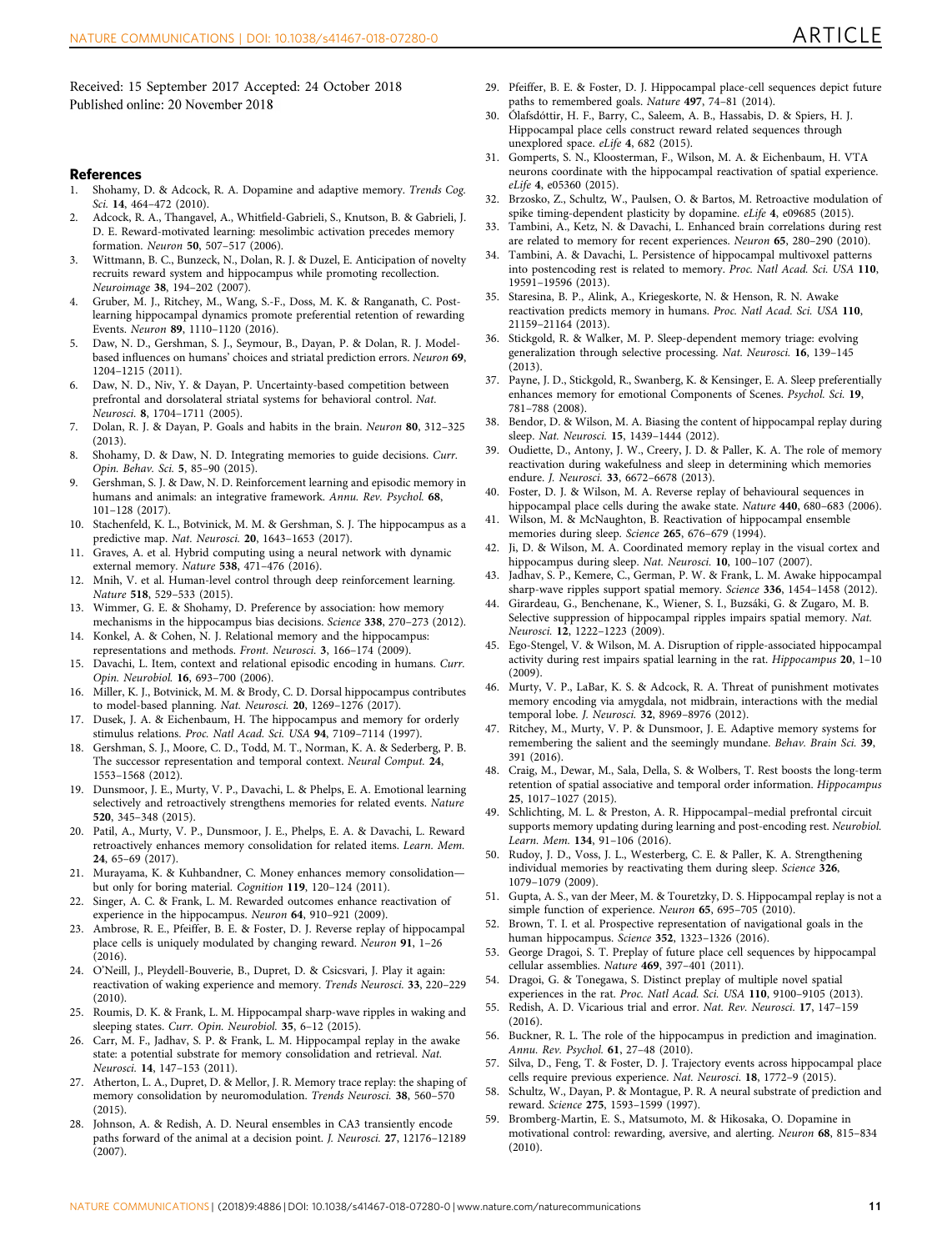Received: 15 September 2017 Accepted: 24 October 2018
Published online: 20 November 2018

## References

1. Shohamy, D. & Adcock, R. A. Dopamine and adaptive memory. *Trends Cog. Sci.* **14**, 464–472 (2010).
2. Adcock, R. A., Thangavel, A., Whitfield-Gabrieli, S., Knutson, B. & Gabrieli, J. D. E. Reward-motivated learning: mesolimbic activation precedes memory formation. *Neuron* **50**, 507–517 (2006).
3. Wittmann, B. C., Bunzeck, N., Dolan, R. J. & Duzel, E. Anticipation of novelty recruits reward system and hippocampus while promoting recollection. *Neuroimage* **38**, 194–202 (2007).
4. Gruber, M. J., Ritchey, M., Wang, S.-F., Doss, M. K. & Ranganath, C. Post-learning hippocampal dynamics promote preferential retention of rewarding Events. *Neuron* **89**, 1110–1120 (2016).
5. Daw, N. D., Gershman, S. J., Seymour, B., Dayan, P. & Dolan, R. J. Model-based influences on humans' choices and striatal prediction errors. *Neuron* **69**, 1204–1215 (2011).
6. Daw, N. D., Niv, Y. & Dayan, P. Uncertainty-based competition between prefrontal and dorsolateral striatal systems for behavioral control. *Nat. Neurosci.* **8**, 1704–1711 (2005).
7. Dolan, R. J. & Dayan, P. Goals and habits in the brain. *Neuron* **80**, 312–325 (2013).
8. Shohamy, D. & Daw, N. D. Integrating memories to guide decisions. *Curr. Opin. Behav. Sci.* **5**, 85–90 (2015).
9. Gershman, S. J. & Daw, N. D. Reinforcement learning and episodic memory in humans and animals: an integrative framework. *Annu. Rev. Psychol.* **68**, 101–128 (2017).
10. Stachenfeld, K. L., Botvinick, M. M. & Gershman, S. J. The hippocampus as a predictive map. *Nat. Neurosci.* **20**, 1643–1653 (2017).
11. Graves, A. et al. Hybrid computing using a neural network with dynamic external memory. *Nature* **538**, 471–476 (2016).
12. Mnih, V. et al. Human-level control through deep reinforcement learning. *Nature* **518**, 529–533 (2015).
13. Wimmer, G. E. & Shohamy, D. Preference by association: how memory mechanisms in the hippocampus bias decisions. *Science* **338**, 270–273 (2012).
14. Konkel, A. & Cohen, N. J. Relational memory and the hippocampus: representations and methods. *Front. Neurosci.* **3**, 166–174 (2009).
15. Davachi, L. Item, context and relational episodic encoding in humans. *Curr. Opin. Neurobiol.* **16**, 693–700 (2006).
16. Miller, K. J., Botvinick, M. M. & Brody, C. D. Dorsal hippocampus contributes to model-based planning. *Nat. Neurosci.* **20**, 1269–1276 (2017).
17. Dusek, J. A. & Eichenbaum, H. The hippocampus and memory for orderly stimulus relations. *Proc. Natl Acad. Sci. USA* **94**, 7109–7114 (1997).
18. Gershman, S. J., Moore, C. D., Todd, M. T., Norman, K. A. & Sederberg, P. B. The successor representation and temporal context. *Neural Comput.* **24**, 1553–1568 (2012).
19. Dunsmoor, J. E., Murty, V. P., Davachi, L. & Phelps, E. A. Emotional learning selectively and retroactively strengthens memories for related events. *Nature* **520**, 345–348 (2015).
20. Patil, A., Murty, V. P., Dunsmoor, J. E., Phelps, E. A. & Davachi, L. Reward retroactively enhances memory consolidation for related items. *Learn. Mem.* **24**, 65–69 (2017).
21. Murayama, K. & Kuhbandner, C. Money enhances memory consolidation—but only for boring material. *Cognition* **119**, 120–124 (2011).
22. Singer, A. C. & Frank, L. M. Rewarded outcomes enhance reactivation of experience in the hippocampus. *Neuron* **64**, 910–921 (2009).
23. Ambrose, R. E., Pfeiffer, B. E. & Foster, D. J. Reverse replay of hippocampal place cells is uniquely modulated by changing reward. *Neuron* **91**, 1–26 (2016).
24. O'Neill, J., Pleydell-Bouverie, B., Dupret, D. & Csicsvari, J. Play it again: reactivation of waking experience and memory. *Trends Neurosci.* **33**, 220–229 (2010).
25. Roumis, D. K. & Frank, L. M. Hippocampal sharp-wave ripples in waking and sleeping states. *Curr. Opin. Neurobiol.* **35**, 6–12 (2015).
26. Carr, M. F., Jadhav, S. P. & Frank, L. M. Hippocampal replay in the awake state: a potential substrate for memory consolidation and retrieval. *Nat. Neurosci.* **14**, 147–153 (2011).
27. Atherton, L. A., Dupret, D. & Mellor, J. R. Memory trace replay: the shaping of memory consolidation by neuromodulation. *Trends Neurosci.* **38**, 560–570 (2015).
28. Johnson, A. & Redish, A. D. Neural ensembles in CA3 transiently encode paths forward of the animal at a decision point. *J. Neurosci.* **27**, 12176–12189 (2007).
29. Pfeiffer, B. E. & Foster, D. J. Hippocampal place-cell sequences depict future paths to remembered goals. *Nature* **497**, 74–81 (2014).
30. Ólafsdóttir, H. F., Barry, C., Saleem, A. B., Hassabis, D. & Spiers, H. J. Hippocampal place cells construct reward related sequences through unexplored space. *eLife* **4**, 682 (2015).
31. Gomperts, S. N., Kloosterman, F., Wilson, M. A. & Eichenbaum, H. VTA neurons coordinate with the hippocampal reactivation of spatial experience. *eLife* **4**, e05360 (2015).
32. Brzosko, Z., Schultz, W., Paulsen, O. & Bartos, M. Retroactive modulation of spike timing-dependent plasticity by dopamine. *eLife* **4**, e09685 (2015).
33. Tambini, A., Ketz, N. & Davachi, L. Enhanced brain correlations during rest are related to memory for recent experiences. *Neuron* **65**, 280–290 (2010).
34. Tambini, A. & Davachi, L. Persistence of hippocampal multivoxel patterns into postencoding rest is related to memory. *Proc. Natl Acad. Sci. USA* **110**, 19591–19596 (2013).
35. Staresina, B. P., Alink, A., Kriegeskorte, N. & Henson, R. N. Awake reactivation predicts memory in humans. *Proc. Natl Acad. Sci. USA* **110**, 21159–21164 (2013).
36. Stickgold, R. & Walker, M. P. Sleep-dependent memory triage: evolving generalization through selective processing. *Nat. Neurosci.* **16**, 139–145 (2013).
37. Payne, J. D., Stickgold, R., Swanberg, K. & Kensinger, E. A. Sleep preferentially enhances memory for emotional Components of Scenes. *Psychol. Sci.* **19**, 781–788 (2008).
38. Bendor, D. & Wilson, M. A. Biasing the content of hippocampal replay during sleep. *Nat. Neurosci.* **15**, 1439–1444 (2012).
39. Oudiette, D., Antony, J. W., Creery, J. D. & Paller, K. A. The role of memory reactivation during wakefulness and sleep in determining which memories endure. *J. Neurosci.* **33**, 6672–6678 (2013).
40. Foster, D. J. & Wilson, M. A. Reverse replay of behavioural sequences in hippocampal place cells during the awake state. *Nature* **440**, 680–683 (2006).
41. Wilson, M. & McNaughton, B. Reactivation of hippocampal ensemble memories during sleep. *Science* **265**, 676–679 (1994).
42. Ji, D. & Wilson, M. A. Coordinated memory replay in the visual cortex and hippocampus during sleep. *Nat. Neurosci.* **10**, 100–107 (2007).
43. Jadhav, S. P., Kemere, C., German, P. W. & Frank, L. M. Awake hippocampal sharp-wave ripples support spatial memory. *Science* **336**, 1454–1458 (2012).
44. Girardeau, G., Benchenane, K., Wiener, S. I., Buzsáki, G. & Zugaro, M. B. Selective suppression of hippocampal ripples impairs spatial memory. *Nat. Neurosci.* **12**, 1222–1223 (2009).
45. Ego-Stengel, V. & Wilson, M. A. Disruption of ripple-associated hippocampal activity during rest impairs spatial learning in the rat. *Hippocampus* **20**, 1–10 (2009).
46. Murty, V. P., LaBar, K. S. & Adcock, R. A. Threat of punishment motivates memory encoding via amygdala, not midbrain, interactions with the medial temporal lobe. *J. Neurosci.* **32**, 8969–8976 (2012).
47. Ritchey, M., Murty, V. P. & Dunsmoor, J. E. Adaptive memory systems for remembering the salient and the seemingly mundane. *Behav. Brain Sci.* **39**, 391 (2016).
48. Craig, M., Dewar, M., Sala, Della, S. & Wolbers, T. Rest boosts the long-term retention of spatial associative and temporal order information. *Hippocampus* **25**, 1017–1027 (2015).
49. Schlichting, M. L. & Preston, A. R. Hippocampal–medial prefrontal circuit supports memory updating during learning and post-encoding rest. *Neurobiol. Learn. Mem.* **134**, 91–106 (2016).
50. Rudoy, J. D., Voss, J. L., Westerberg, C. E. & Paller, K. A. Strengthening individual memories by reactivating them during sleep. *Science* **326**, 1079–1079 (2009).
51. Gupta, A. S., van der Meer, M. & Touretzky, D. S. Hippocampal replay is not a simple function of experience. *Neuron* **65**, 695–705 (2010).
52. Brown, T. I. et al. Prospective representation of navigational goals in the human hippocampus. *Science* **352**, 1323–1326 (2016).
53. George Dragoi, S. T. Preplay of future place cell sequences by hippocampal cellular assemblies. *Nature* **469**, 397–401 (2011).
54. Dragoi, G. & Tonegawa, S. Distinct preplay of multiple novel spatial experiences in the rat. *Proc. Natl Acad. Sci. USA* **110**, 9100–9105 (2013).
55. Redish, A. D. Vicarious trial and error. *Nat. Rev. Neurosci.* **17**, 147–159 (2016).
56. Buckner, R. L. The role of the hippocampus in prediction and imagination. *Annu. Rev. Psychol.* **61**, 27–48 (2010).
57. Silva, D., Feng, T. & Foster, D. J. Trajectory events across hippocampal place cells require previous experience. *Nat. Neurosci.* **18**, 1772–9 (2015).
58. Schultz, W., Dayan, P. & Montague, P. R. A neural substrate of prediction and reward. *Science* **275**, 1593–1599 (1997).
59. Bromberg-Martin, E. S., Matsumoto, M. & Hikosaka, O. Dopamine in motivational control: rewarding, aversive, and alerting. *Neuron* **68**, 815–834 (2010).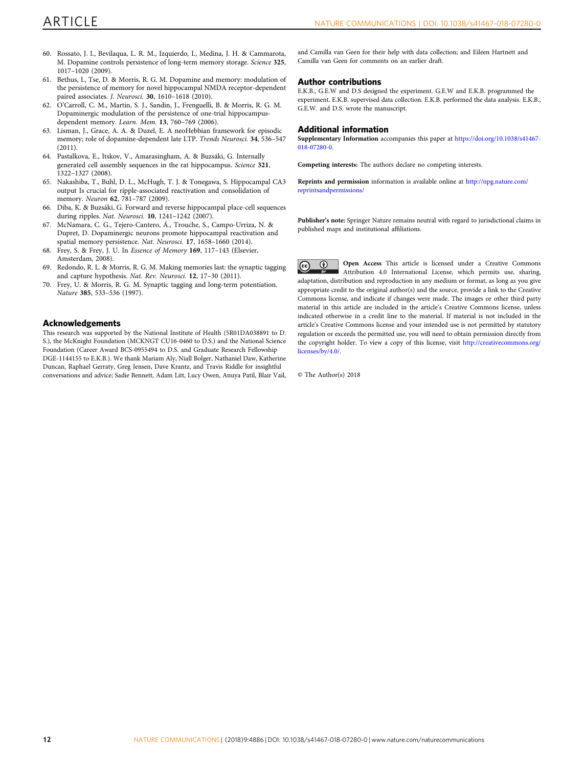60. Rossato, J. I., Bevilaqua, L. R. M., Izquierdo, I., Medina, J. H. & Cammarota, M. Dopamine controls persistence of long-term memory storage. *Science* **325**, 1017–1020 (2009).
61. Bethus, I., Tse, D. & Morris, R. G. M. Dopamine and memory: modulation of the persistence of memory for novel hippocampal NMDA receptor-dependent paired associates. *J. Neurosci.* **30**, 1610–1618 (2010).
62. O'Carroll, C. M., Martin, S. J., Sandin, J., Frenguelli, B. & Morris, R. G. M. Dopaminergic modulation of the persistence of one-trial hippocampus-dependent memory. *Learn. Mem.* **13**, 760–769 (2006).
63. Lisman, J., Grace, A. A. & Duzel, E. A neoHebbian framework for episodic memory; role of dopamine-dependent late LTP. *Trends Neurosci.* **34**, 536–547 (2011).
64. Pastalkova, E., Itskov, V., Amarasingham, A. & Buzsáki, G. Internally generated cell assembly sequences in the rat hippocampus. *Science* **321**, 1322–1327 (2008).
65. Nakashiba, T., Buhl, D. L., McHugh, T. J. & Tonegawa, S. Hippocampal CA3 output Is crucial for ripple-associated reactivation and consolidation of memory. *Neuron* **62**, 781–787 (2009).
66. Diba, K. & Buzsáki, G. Forward and reverse hippocampal place-cell sequences during ripples. *Nat. Neurosci.* **10**, 1241–1242 (2007).
67. McNamara, C. G., Tejero-Cantero, Á., Trouche, S., Campo-Urriza, N. & Dupret, D. Dopaminergic neurons promote hippocampal reactivation and spatial memory persistence. *Nat. Neurosci.* **17**, 1658–1660 (2014).
68. Frey, S. & Frey, J. U. In *Essence of Memory* **169**, 117–143 (Elsevier, Amsterdam, 2008).
69. Redondo, R. L. & Morris, R. G. M. Making memories last: the synaptic tagging and capture hypothesis. *Nat. Rev. Neurosci.* **12**, 17–30 (2011).
70. Frey, U. & Morris, R. G. M. Synaptic tagging and long-term potentiation. *Nature* **385**, 533–536 (1997).

## Acknowledgements

This research was supported by the National Institute of Health (5R01DA038891 to D. S.), the McKnight Foundation (MCKNGT CU16-0460 to D.S.) and the National Science Foundation (Career Award BCS-0955494 to D.S. and Graduate Research Fellowship DGE-1144155 to E.K.B.). We thank Mariam Aly, Niall Bolger, Nathaniel Daw, Katherine Duncan, Raphael Gerraty, Greg Jensen, Dave Krantz, and Travis Riddle for insightful conversations and advice; Sadie Bennett, Adam Litt, Lucy Owen, Anuya Patil, Blair Vail, and Camilla van Geen for their help with data collection; and Eileen Hartnett and Camilla van Geen for comments on an earlier draft.

## Author contributions

E.K.B., G.E.W and D.S designed the experiment. G.E.W and E.K.B. programmed the experiment. E.K.B. supervised data collection. E.K.B. performed the data analysis. E.K.B., G.E.W. and D.S. wrote the manuscript.

## Additional information

**Supplementary Information** accompanies this paper at https://doi.org/10.1038/s41467-018-07280-0.

**Competing interests:** The authors declare no competing interests.

**Reprints and permission** information is available online at http://npg.nature.com/reprintsandpermissions/

**Publisher's note:** Springer Nature remains neutral with regard to jurisdictional claims in published maps and institutional affiliations.

**Open Access** This article is licensed under a Creative Commons Attribution 4.0 International License, which permits use, sharing, adaptation, distribution and reproduction in any medium or format, as long as you give appropriate credit to the original author(s) and the source, provide a link to the Creative Commons license, and indicate if changes were made. The images or other third party material in this article are included in the article's Creative Commons license, unless indicated otherwise in a credit line to the material. If material is not included in the article's Creative Commons license and your intended use is not permitted by statutory regulation or exceeds the permitted use, you will need to obtain permission directly from the copyright holder. To view a copy of this license, visit http://creativecommons.org/licenses/by/4.0/.

© The Author(s) 2018